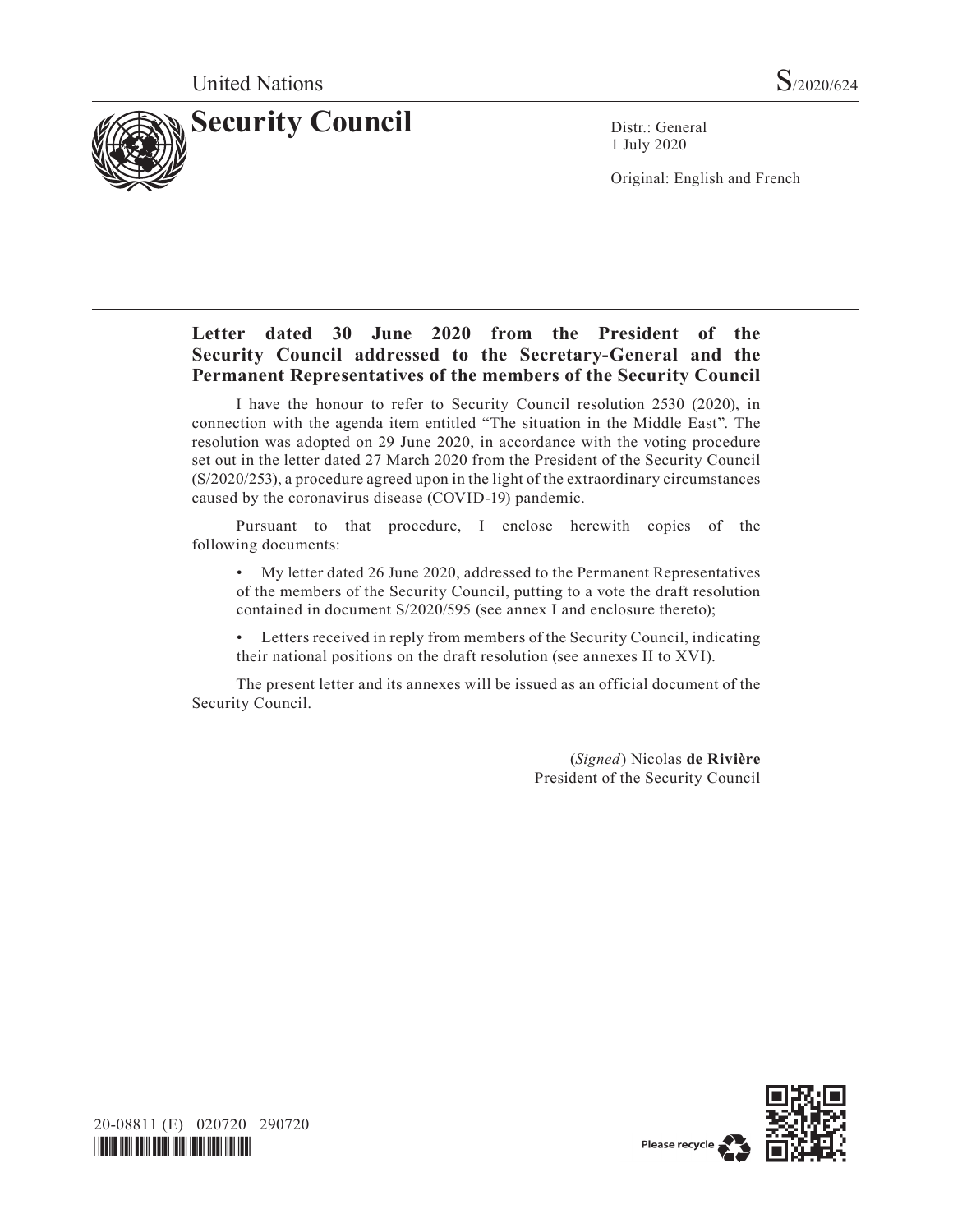United Nations

S/2020/624

# Security Council

Distr.: General
1 July 2020

Original: English and French

## Letter dated 30 June 2020 from the President of the Security Council addressed to the Secretary-General and the Permanent Representatives of the members of the Security Council

I have the honour to refer to Security Council resolution 2530 (2020), in connection with the agenda item entitled “The situation in the Middle East”. The resolution was adopted on 29 June 2020, in accordance with the voting procedure set out in the letter dated 27 March 2020 from the President of the Security Council (S/2020/253), a procedure agreed upon in the light of the extraordinary circumstances caused by the coronavirus disease (COVID-19) pandemic.

Pursuant to that procedure, I enclose herewith copies of the following documents:

- My letter dated 26 June 2020, addressed to the Permanent Representatives of the members of the Security Council, putting to a vote the draft resolution contained in document S/2020/595 (see annex I and enclosure thereto);
- Letters received in reply from members of the Security Council, indicating their national positions on the draft resolution (see annexes II to XVI).

The present letter and its annexes will be issued as an official document of the Security Council.

(*Signed*) Nicolas **de Rivière**
President of the Security Council

20-08811 (E) 020720 290720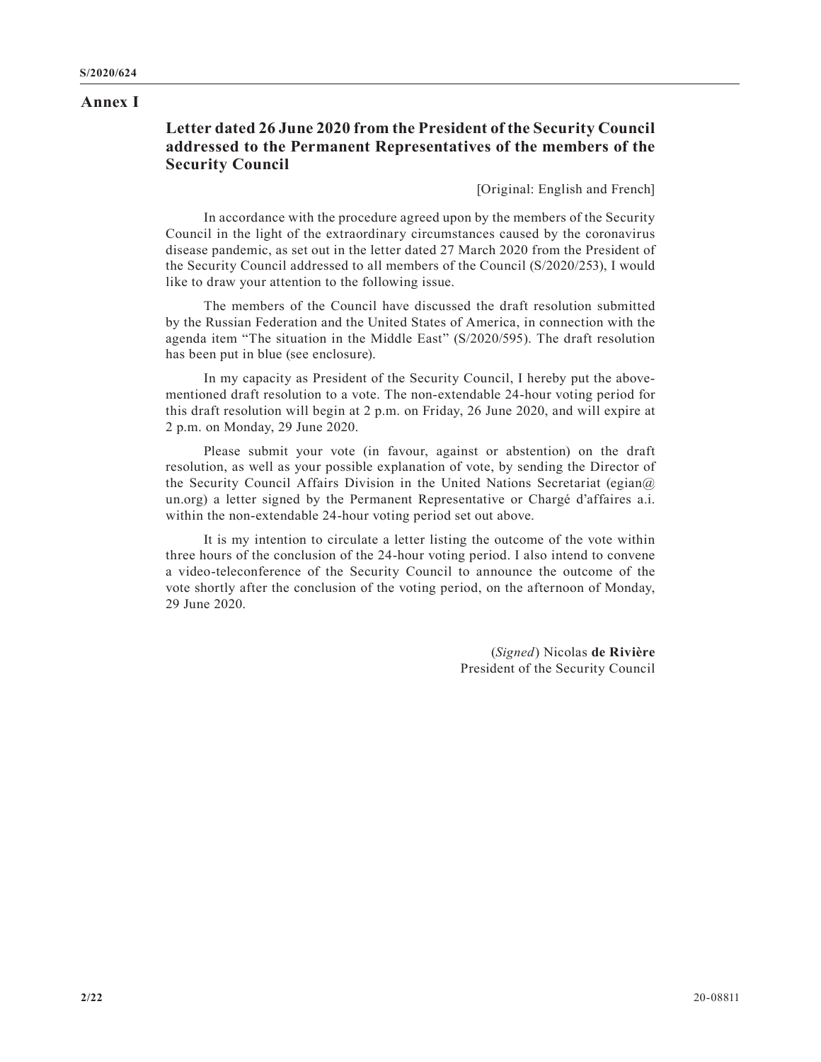# Annex I

## Letter dated 26 June 2020 from the President of the Security Council addressed to the Permanent Representatives of the members of the Security Council

[Original: English and French]

In accordance with the procedure agreed upon by the members of the Security Council in the light of the extraordinary circumstances caused by the coronavirus disease pandemic, as set out in the letter dated 27 March 2020 from the President of the Security Council addressed to all members of the Council (S/2020/253), I would like to draw your attention to the following issue.

The members of the Council have discussed the draft resolution submitted by the Russian Federation and the United States of America, in connection with the agenda item "The situation in the Middle East" (S/2020/595). The draft resolution has been put in blue (see enclosure).

In my capacity as President of the Security Council, I hereby put the above-mentioned draft resolution to a vote. The non-extendable 24-hour voting period for this draft resolution will begin at 2 p.m. on Friday, 26 June 2020, and will expire at 2 p.m. on Monday, 29 June 2020.

Please submit your vote (in favour, against or abstention) on the draft resolution, as well as your possible explanation of vote, by sending the Director of the Security Council Affairs Division in the United Nations Secretariat (egian@un.org) a letter signed by the Permanent Representative or Chargé d'affaires a.i. within the non-extendable 24-hour voting period set out above.

It is my intention to circulate a letter listing the outcome of the vote within three hours of the conclusion of the 24-hour voting period. I also intend to convene a video-teleconference of the Security Council to announce the outcome of the vote shortly after the conclusion of the voting period, on the afternoon of Monday, 29 June 2020.

(*Signed*) Nicolas **de Rivière**
President of the Security Council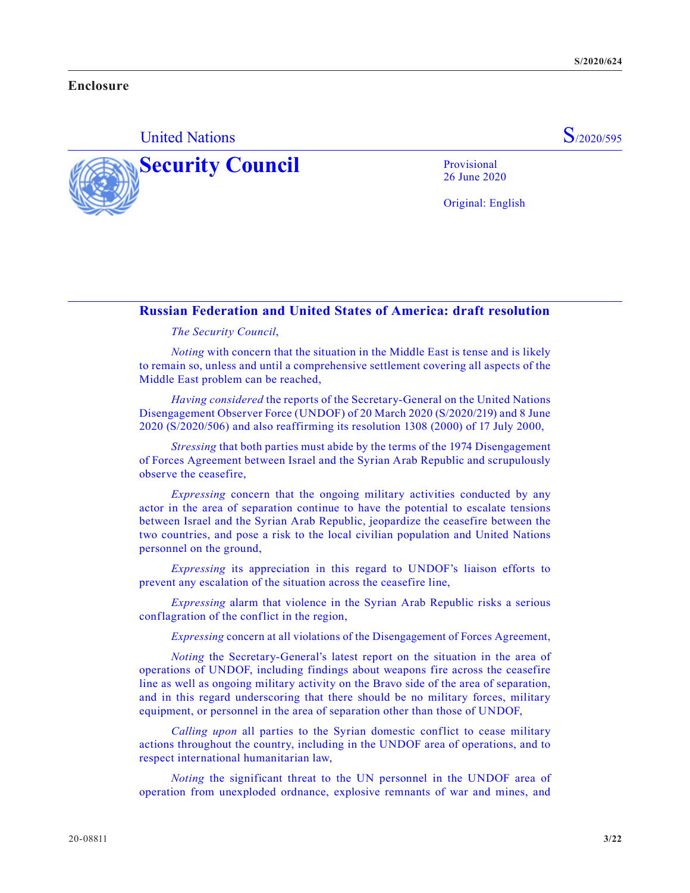**Enclosure**

United Nations S/2020/595

# Security Council

Provisional
26 June 2020

Original: English

## Russian Federation and United States of America: draft resolution

*The Security Council*,

*Noting* with concern that the situation in the Middle East is tense and is likely to remain so, unless and until a comprehensive settlement covering all aspects of the Middle East problem can be reached,

*Having considered* the reports of the Secretary-General on the United Nations Disengagement Observer Force (UNDOF) of 20 March 2020 (S/2020/219) and 8 June 2020 (S/2020/506) and also reaffirming its resolution 1308 (2000) of 17 July 2000,

*Stressing* that both parties must abide by the terms of the 1974 Disengagement of Forces Agreement between Israel and the Syrian Arab Republic and scrupulously observe the ceasefire,

*Expressing* concern that the ongoing military activities conducted by any actor in the area of separation continue to have the potential to escalate tensions between Israel and the Syrian Arab Republic, jeopardize the ceasefire between the two countries, and pose a risk to the local civilian population and United Nations personnel on the ground,

*Expressing* its appreciation in this regard to UNDOF's liaison efforts to prevent any escalation of the situation across the ceasefire line,

*Expressing* alarm that violence in the Syrian Arab Republic risks a serious conflagration of the conflict in the region,

*Expressing* concern at all violations of the Disengagement of Forces Agreement,

*Noting* the Secretary-General's latest report on the situation in the area of operations of UNDOF, including findings about weapons fire across the ceasefire line as well as ongoing military activity on the Bravo side of the area of separation, and in this regard underscoring that there should be no military forces, military equipment, or personnel in the area of separation other than those of UNDOF,

*Calling upon* all parties to the Syrian domestic conflict to cease military actions throughout the country, including in the UNDOF area of operations, and to respect international humanitarian law,

*Noting* the significant threat to the UN personnel in the UNDOF area of operation from unexploded ordnance, explosive remnants of war and mines, and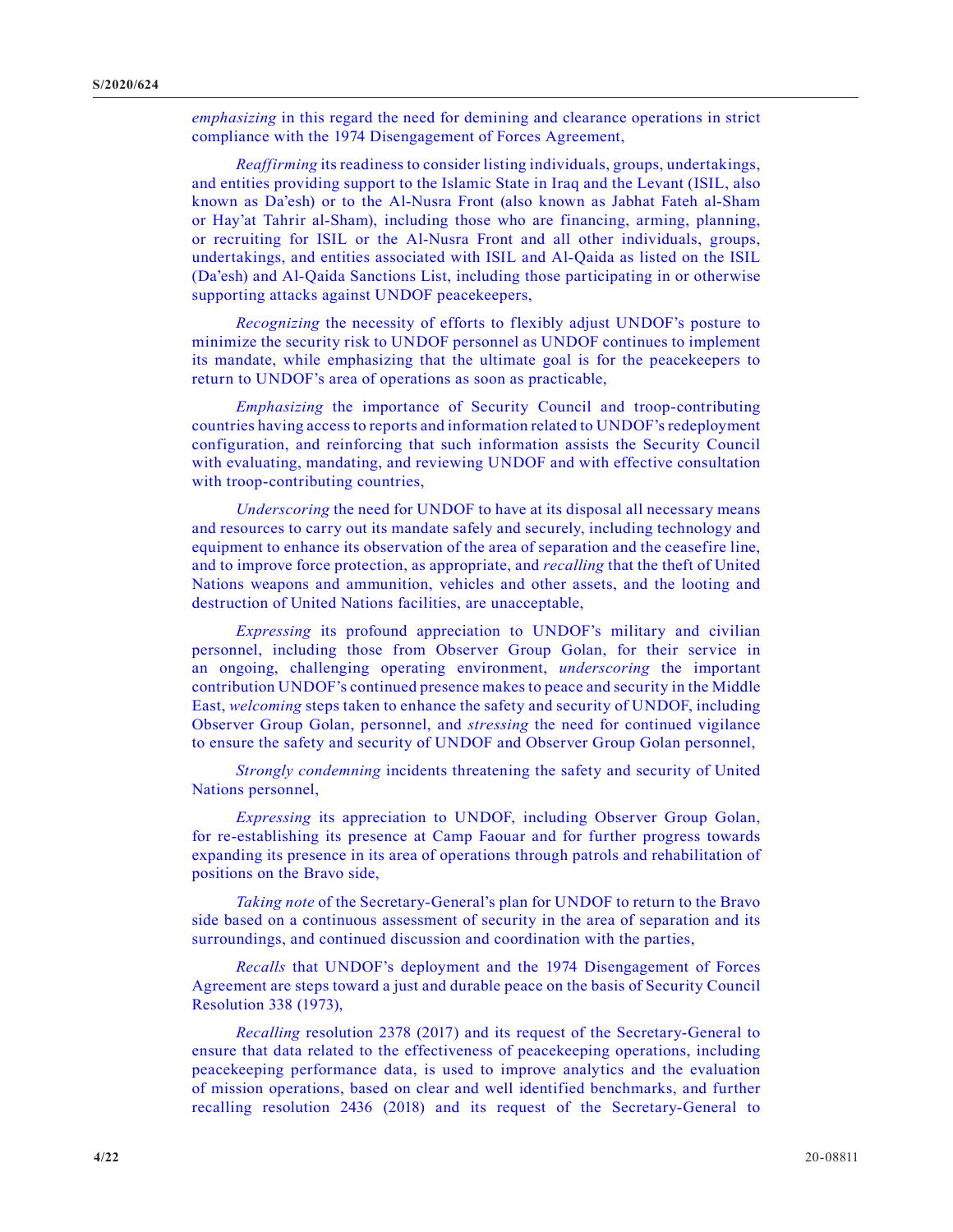*emphasizing* in this regard the need for demining and clearance operations in strict compliance with the 1974 Disengagement of Forces Agreement,

*Reaffirming* its readiness to consider listing individuals, groups, undertakings, and entities providing support to the Islamic State in Iraq and the Levant (ISIL, also known as Da'esh) or to the Al-Nusra Front (also known as Jabhat Fateh al-Sham or Hay'at Tahrir al-Sham), including those who are financing, arming, planning, or recruiting for ISIL or the Al-Nusra Front and all other individuals, groups, undertakings, and entities associated with ISIL and Al-Qaida as listed on the ISIL (Da'esh) and Al-Qaida Sanctions List, including those participating in or otherwise supporting attacks against UNDOF peacekeepers,

*Recognizing* the necessity of efforts to flexibly adjust UNDOF's posture to minimize the security risk to UNDOF personnel as UNDOF continues to implement its mandate, while emphasizing that the ultimate goal is for the peacekeepers to return to UNDOF's area of operations as soon as practicable,

*Emphasizing* the importance of Security Council and troop-contributing countries having access to reports and information related to UNDOF's redeployment configuration, and reinforcing that such information assists the Security Council with evaluating, mandating, and reviewing UNDOF and with effective consultation with troop-contributing countries,

*Underscoring* the need for UNDOF to have at its disposal all necessary means and resources to carry out its mandate safely and securely, including technology and equipment to enhance its observation of the area of separation and the ceasefire line, and to improve force protection, as appropriate, and *recalling* that the theft of United Nations weapons and ammunition, vehicles and other assets, and the looting and destruction of United Nations facilities, are unacceptable,

*Expressing* its profound appreciation to UNDOF's military and civilian personnel, including those from Observer Group Golan, for their service in an ongoing, challenging operating environment, *underscoring* the important contribution UNDOF's continued presence makes to peace and security in the Middle East, *welcoming* steps taken to enhance the safety and security of UNDOF, including Observer Group Golan, personnel, and *stressing* the need for continued vigilance to ensure the safety and security of UNDOF and Observer Group Golan personnel,

*Strongly condemning* incidents threatening the safety and security of United Nations personnel,

*Expressing* its appreciation to UNDOF, including Observer Group Golan, for re-establishing its presence at Camp Faouar and for further progress towards expanding its presence in its area of operations through patrols and rehabilitation of positions on the Bravo side,

*Taking note* of the Secretary-General's plan for UNDOF to return to the Bravo side based on a continuous assessment of security in the area of separation and its surroundings, and continued discussion and coordination with the parties,

*Recalls* that UNDOF's deployment and the 1974 Disengagement of Forces Agreement are steps toward a just and durable peace on the basis of Security Council Resolution 338 (1973),

*Recalling* resolution 2378 (2017) and its request of the Secretary-General to ensure that data related to the effectiveness of peacekeeping operations, including peacekeeping performance data, is used to improve analytics and the evaluation of mission operations, based on clear and well identified benchmarks, and further recalling resolution 2436 (2018) and its request of the Secretary-General to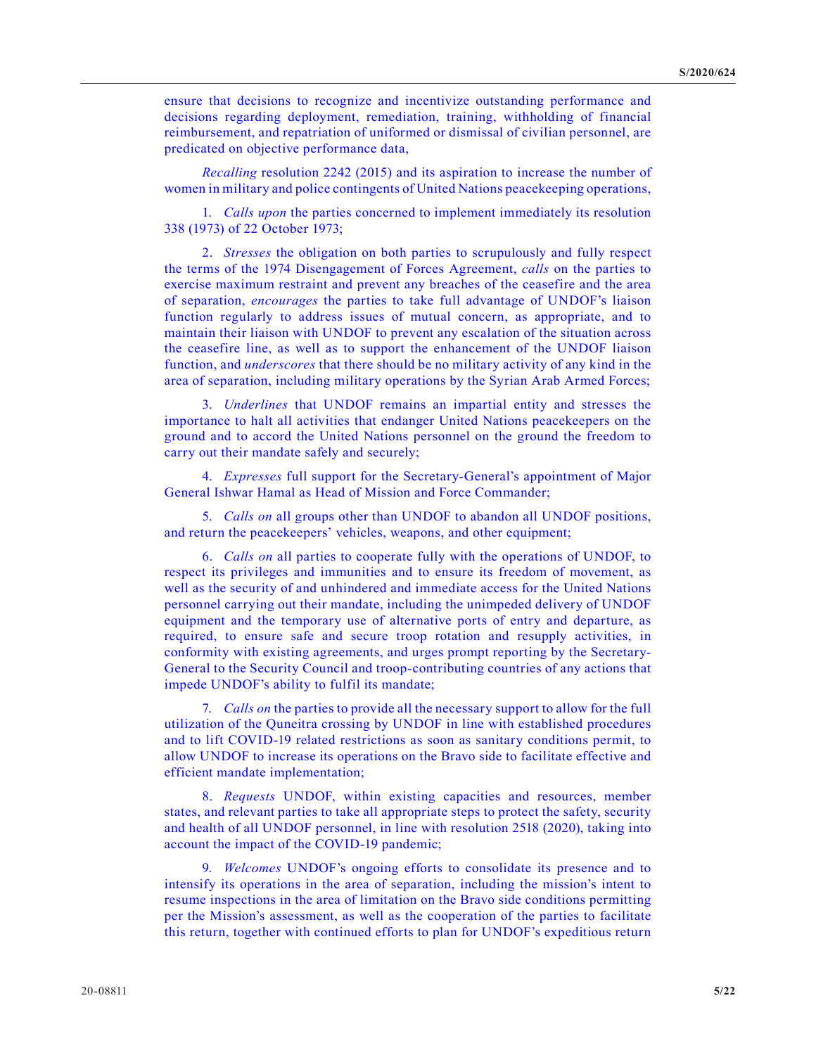ensure that decisions to recognize and incentivize outstanding performance and decisions regarding deployment, remediation, training, withholding of financial reimbursement, and repatriation of uniformed or dismissal of civilian personnel, are predicated on objective performance data,

*Recalling* resolution 2242 (2015) and its aspiration to increase the number of women in military and police contingents of United Nations peacekeeping operations,

1. *Calls upon* the parties concerned to implement immediately its resolution 338 (1973) of 22 October 1973;

2. *Stresses* the obligation on both parties to scrupulously and fully respect the terms of the 1974 Disengagement of Forces Agreement, *calls* on the parties to exercise maximum restraint and prevent any breaches of the ceasefire and the area of separation, *encourages* the parties to take full advantage of UNDOF's liaison function regularly to address issues of mutual concern, as appropriate, and to maintain their liaison with UNDOF to prevent any escalation of the situation across the ceasefire line, as well as to support the enhancement of the UNDOF liaison function, and *underscores* that there should be no military activity of any kind in the area of separation, including military operations by the Syrian Arab Armed Forces;

3. *Underlines* that UNDOF remains an impartial entity and stresses the importance to halt all activities that endanger United Nations peacekeepers on the ground and to accord the United Nations personnel on the ground the freedom to carry out their mandate safely and securely;

4. *Expresses* full support for the Secretary-General's appointment of Major General Ishwar Hamal as Head of Mission and Force Commander;

5. *Calls on* all groups other than UNDOF to abandon all UNDOF positions, and return the peacekeepers' vehicles, weapons, and other equipment;

6. *Calls on* all parties to cooperate fully with the operations of UNDOF, to respect its privileges and immunities and to ensure its freedom of movement, as well as the security of and unhindered and immediate access for the United Nations personnel carrying out their mandate, including the unimpeded delivery of UNDOF equipment and the temporary use of alternative ports of entry and departure, as required, to ensure safe and secure troop rotation and resupply activities, in conformity with existing agreements, and urges prompt reporting by the Secretary-General to the Security Council and troop-contributing countries of any actions that impede UNDOF's ability to fulfil its mandate;

7. *Calls on* the parties to provide all the necessary support to allow for the full utilization of the Queneitra crossing by UNDOF in line with established procedures and to lift COVID-19 related restrictions as soon as sanitary conditions permit, to allow UNDOF to increase its operations on the Bravo side to facilitate effective and efficient mandate implementation;

8. *Requests* UNDOF, within existing capacities and resources, member states, and relevant parties to take all appropriate steps to protect the safety, security and health of all UNDOF personnel, in line with resolution 2518 (2020), taking into account the impact of the COVID-19 pandemic;

9. *Welcomes* UNDOF's ongoing efforts to consolidate its presence and to intensify its operations in the area of separation, including the mission's intent to resume inspections in the area of limitation on the Bravo side conditions permitting per the Mission's assessment, as well as the cooperation of the parties to facilitate this return, together with continued efforts to plan for UNDOF's expeditious return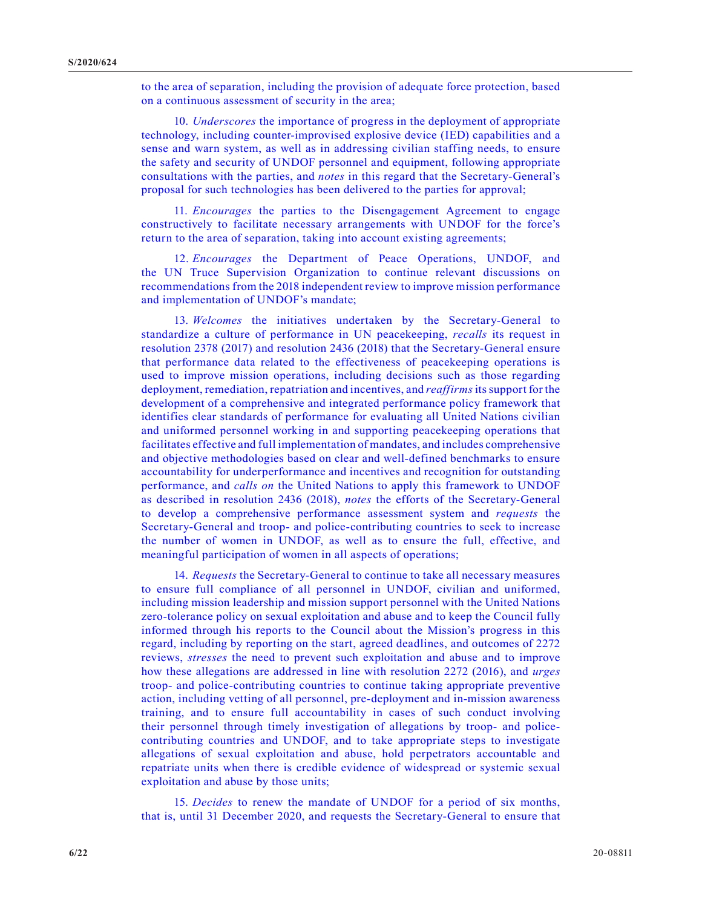to the area of separation, including the provision of adequate force protection, based on a continuous assessment of security in the area;

10. *Underscores* the importance of progress in the deployment of appropriate technology, including counter-improvised explosive device (IED) capabilities and a sense and warn system, as well as in addressing civilian staffing needs, to ensure the safety and security of UNDOF personnel and equipment, following appropriate consultations with the parties, and *notes* in this regard that the Secretary-General's proposal for such technologies has been delivered to the parties for approval;

11. *Encourages* the parties to the Disengagement Agreement to engage constructively to facilitate necessary arrangements with UNDOF for the force's return to the area of separation, taking into account existing agreements;

12. *Encourages* the Department of Peace Operations, UNDOF, and the UN Truce Supervision Organization to continue relevant discussions on recommendations from the 2018 independent review to improve mission performance and implementation of UNDOF's mandate;

13. *Welcomes* the initiatives undertaken by the Secretary-General to standardize a culture of performance in UN peacekeeping, *recalls* its request in resolution 2378 (2017) and resolution 2436 (2018) that the Secretary-General ensure that performance data related to the effectiveness of peacekeeping operations is used to improve mission operations, including decisions such as those regarding deployment, remediation, repatriation and incentives, and *reaffirms* its support for the development of a comprehensive and integrated performance policy framework that identifies clear standards of performance for evaluating all United Nations civilian and uniformed personnel working in and supporting peacekeeping operations that facilitates effective and full implementation of mandates, and includes comprehensive and objective methodologies based on clear and well-defined benchmarks to ensure accountability for underperformance and incentives and recognition for outstanding performance, and *calls on* the United Nations to apply this framework to UNDOF as described in resolution 2436 (2018), *notes* the efforts of the Secretary-General to develop a comprehensive performance assessment system and *requests* the Secretary-General and troop- and police-contributing countries to seek to increase the number of women in UNDOF, as well as to ensure the full, effective, and meaningful participation of women in all aspects of operations;

14. *Requests* the Secretary-General to continue to take all necessary measures to ensure full compliance of all personnel in UNDOF, civilian and uniformed, including mission leadership and mission support personnel with the United Nations zero-tolerance policy on sexual exploitation and abuse and to keep the Council fully informed through his reports to the Council about the Mission's progress in this regard, including by reporting on the start, agreed deadlines, and outcomes of 2272 reviews, *stresses* the need to prevent such exploitation and abuse and to improve how these allegations are addressed in line with resolution 2272 (2016), and *urges* troop- and police-contributing countries to continue taking appropriate preventive action, including vetting of all personnel, pre-deployment and in-mission awareness training, and to ensure full accountability in cases of such conduct involving their personnel through timely investigation of allegations by troop- and police-contributing countries and UNDOF, and to take appropriate steps to investigate allegations of sexual exploitation and abuse, hold perpetrators accountable and repatriate units when there is credible evidence of widespread or systemic sexual exploitation and abuse by those units;

15. *Decides* to renew the mandate of UNDOF for a period of six months, that is, until 31 December 2020, and requests the Secretary-General to ensure that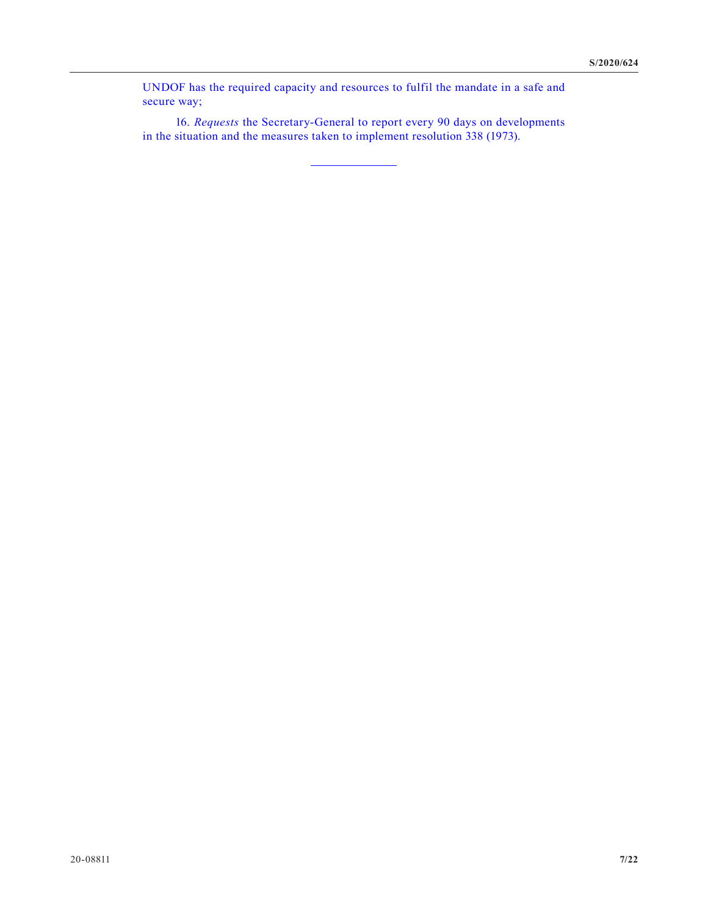UNDOF has the required capacity and resources to fulfil the mandate in a safe and secure way;

16. *Requests* the Secretary-General to report every 90 days on developments in the situation and the measures taken to implement resolution 338 (1973).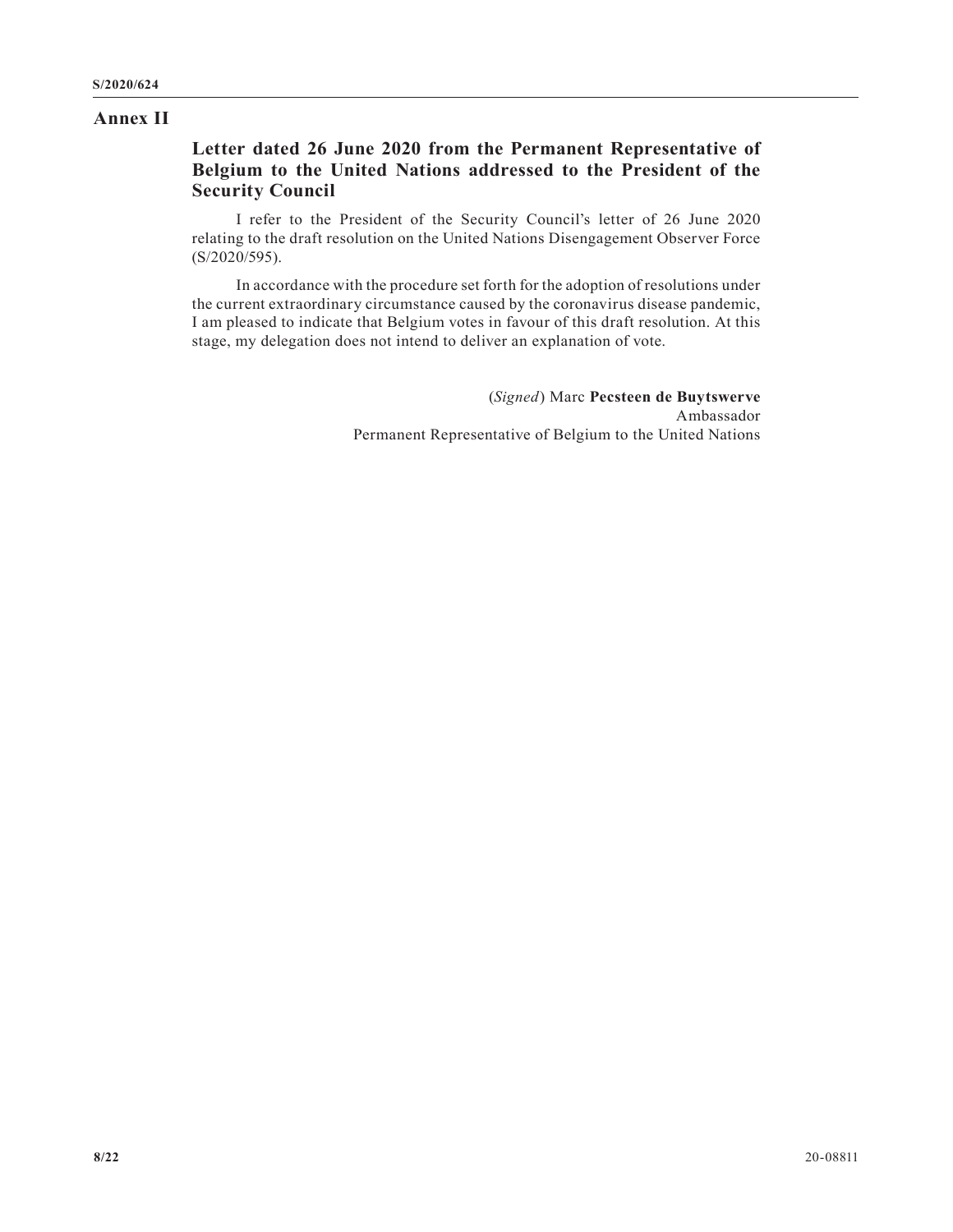## Annex II

### Letter dated 26 June 2020 from the Permanent Representative of Belgium to the United Nations addressed to the President of the Security Council

I refer to the President of the Security Council's letter of 26 June 2020 relating to the draft resolution on the United Nations Disengagement Observer Force (S/2020/595).

In accordance with the procedure set forth for the adoption of resolutions under the current extraordinary circumstance caused by the coronavirus disease pandemic, I am pleased to indicate that Belgium votes in favour of this draft resolution. At this stage, my delegation does not intend to deliver an explanation of vote.

(*Signed*) Marc **Pecsteen de Buytswerve**
Ambassador
Permanent Representative of Belgium to the United Nations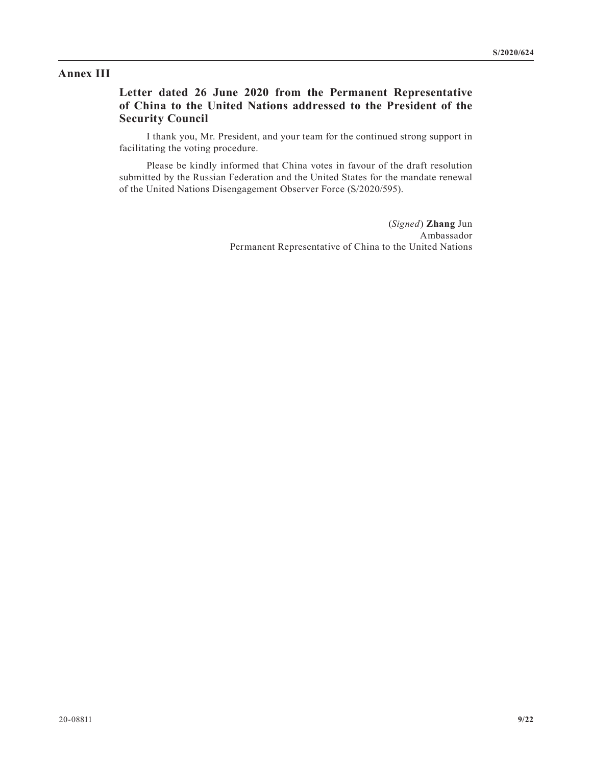## Annex III

### Letter dated 26 June 2020 from the Permanent Representative of China to the United Nations addressed to the President of the Security Council

I thank you, Mr. President, and your team for the continued strong support in facilitating the voting procedure.

Please be kindly informed that China votes in favour of the draft resolution submitted by the Russian Federation and the United States for the mandate renewal of the United Nations Disengagement Observer Force (S/2020/595).

(*Signed*) **Zhang** Jun  
Ambassador  
Permanent Representative of China to the United Nations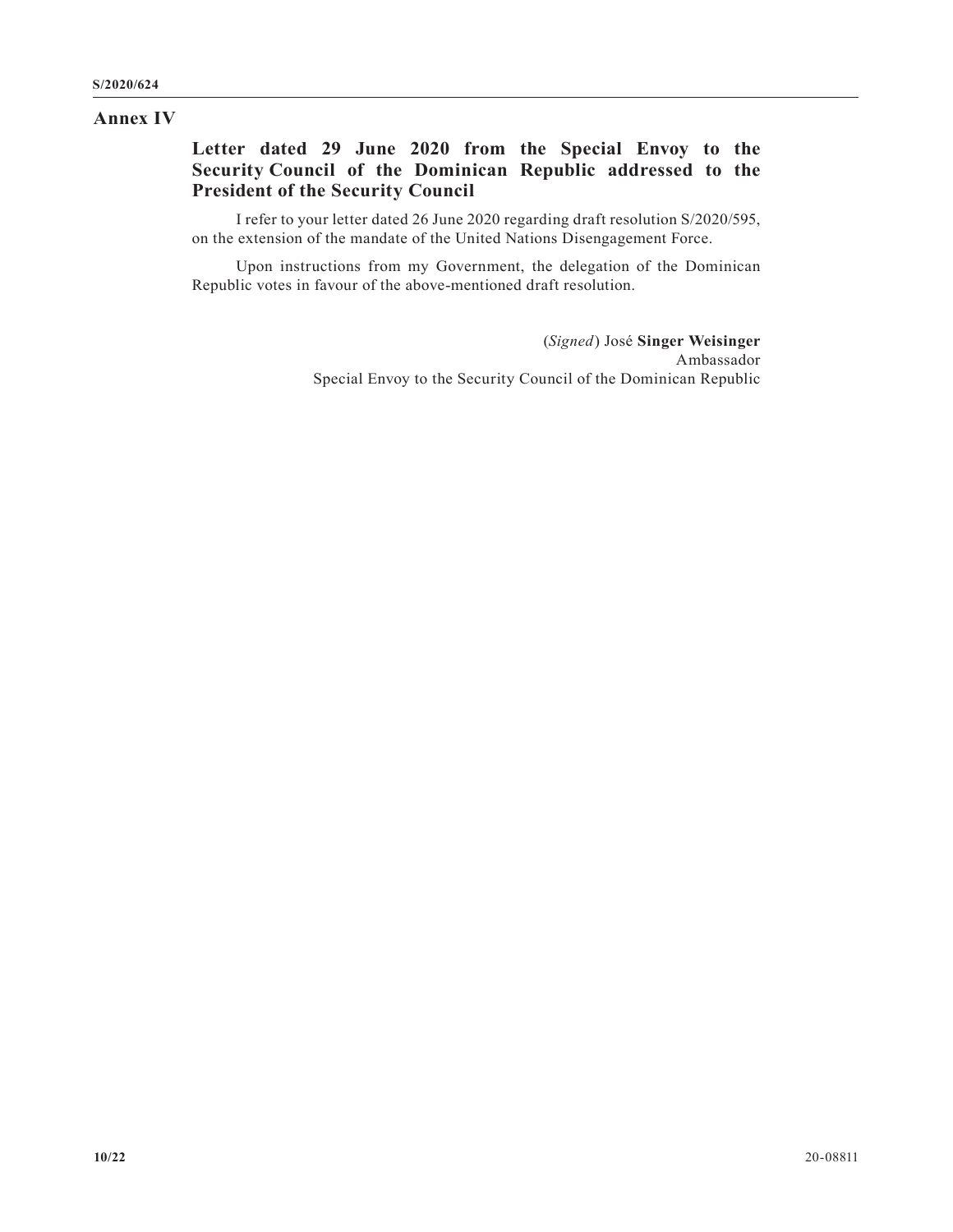## Annex IV

### Letter dated 29 June 2020 from the Special Envoy to the Security Council of the Dominican Republic addressed to the President of the Security Council

I refer to your letter dated 26 June 2020 regarding draft resolution S/2020/595, on the extension of the mandate of the United Nations Disengagement Force.

Upon instructions from my Government, the delegation of the Dominican Republic votes in favour of the above-mentioned draft resolution.

(*Signed*) José **Singer Weisinger**
Ambassador
Special Envoy to the Security Council of the Dominican Republic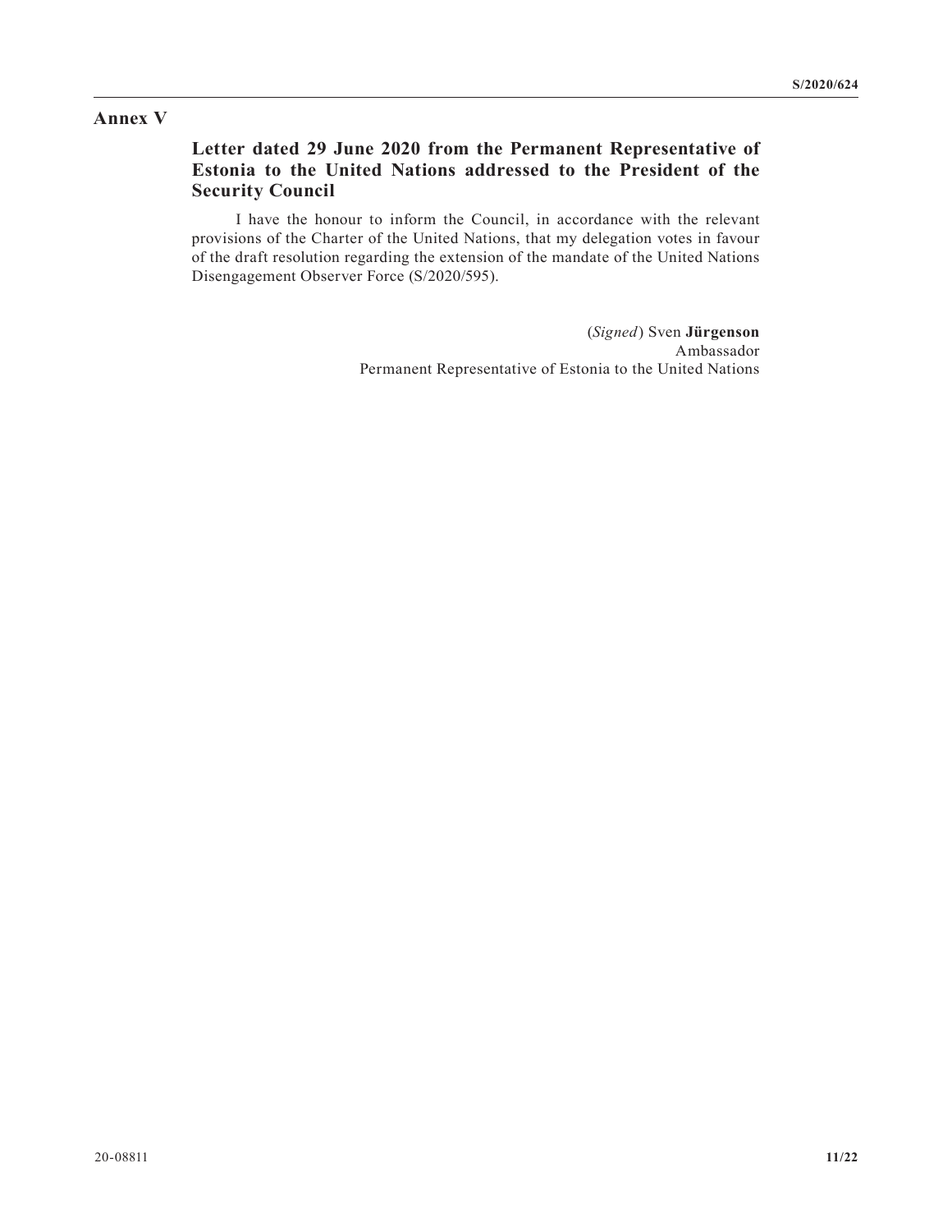# Annex V

## Letter dated 29 June 2020 from the Permanent Representative of Estonia to the United Nations addressed to the President of the Security Council

I have the honour to inform the Council, in accordance with the relevant provisions of the Charter of the United Nations, that my delegation votes in favour of the draft resolution regarding the extension of the mandate of the United Nations Disengagement Observer Force (S/2020/595).

(*Signed*) Sven **Jürgenson**
Ambassador
Permanent Representative of Estonia to the United Nations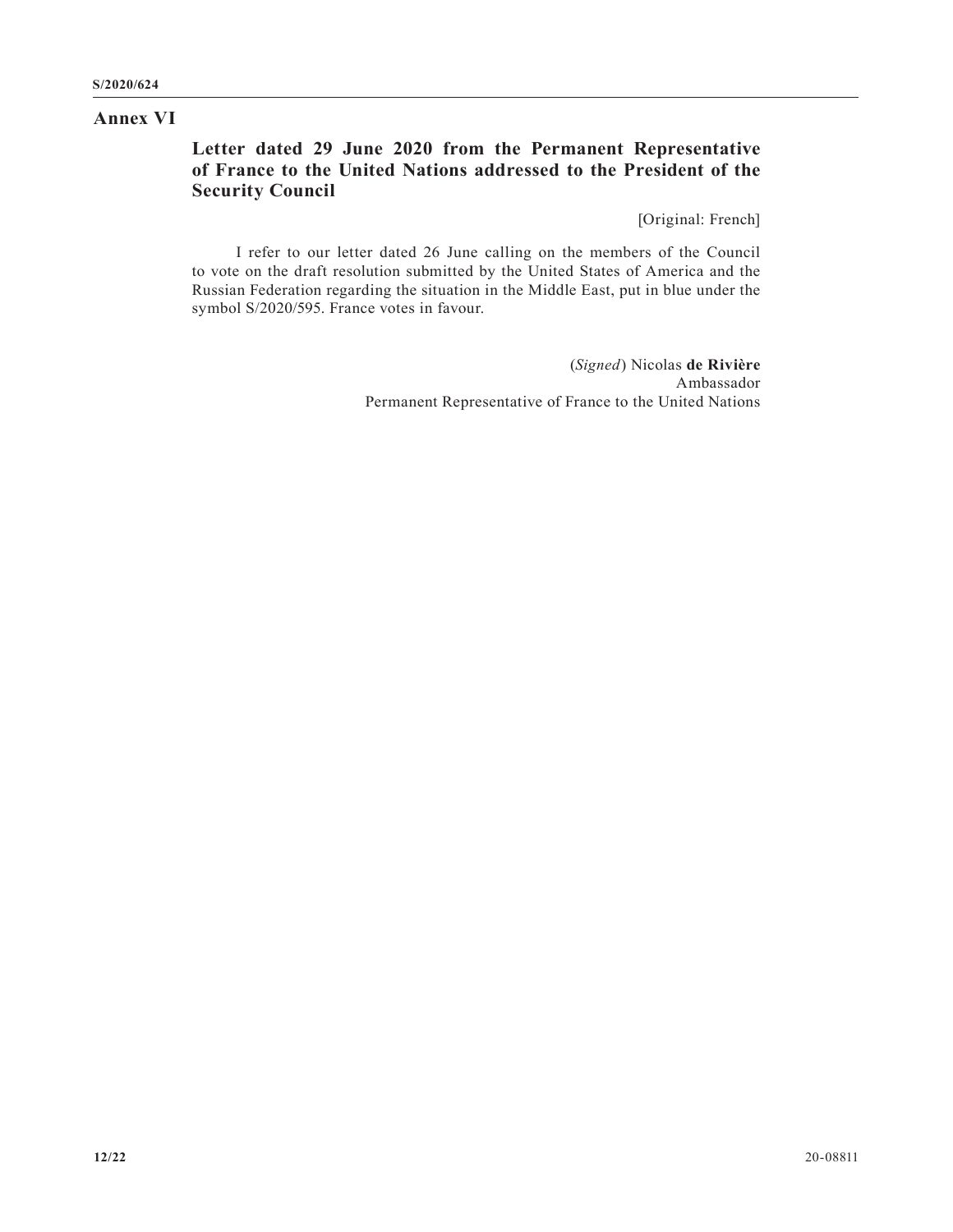## Annex VI

### Letter dated 29 June 2020 from the Permanent Representative of France to the United Nations addressed to the President of the Security Council

[Original: French]

I refer to our letter dated 26 June calling on the members of the Council to vote on the draft resolution submitted by the United States of America and the Russian Federation regarding the situation in the Middle East, put in blue under the symbol S/2020/595. France votes in favour.

(*Signed*) Nicolas **de Rivière**
Ambassador
Permanent Representative of France to the United Nations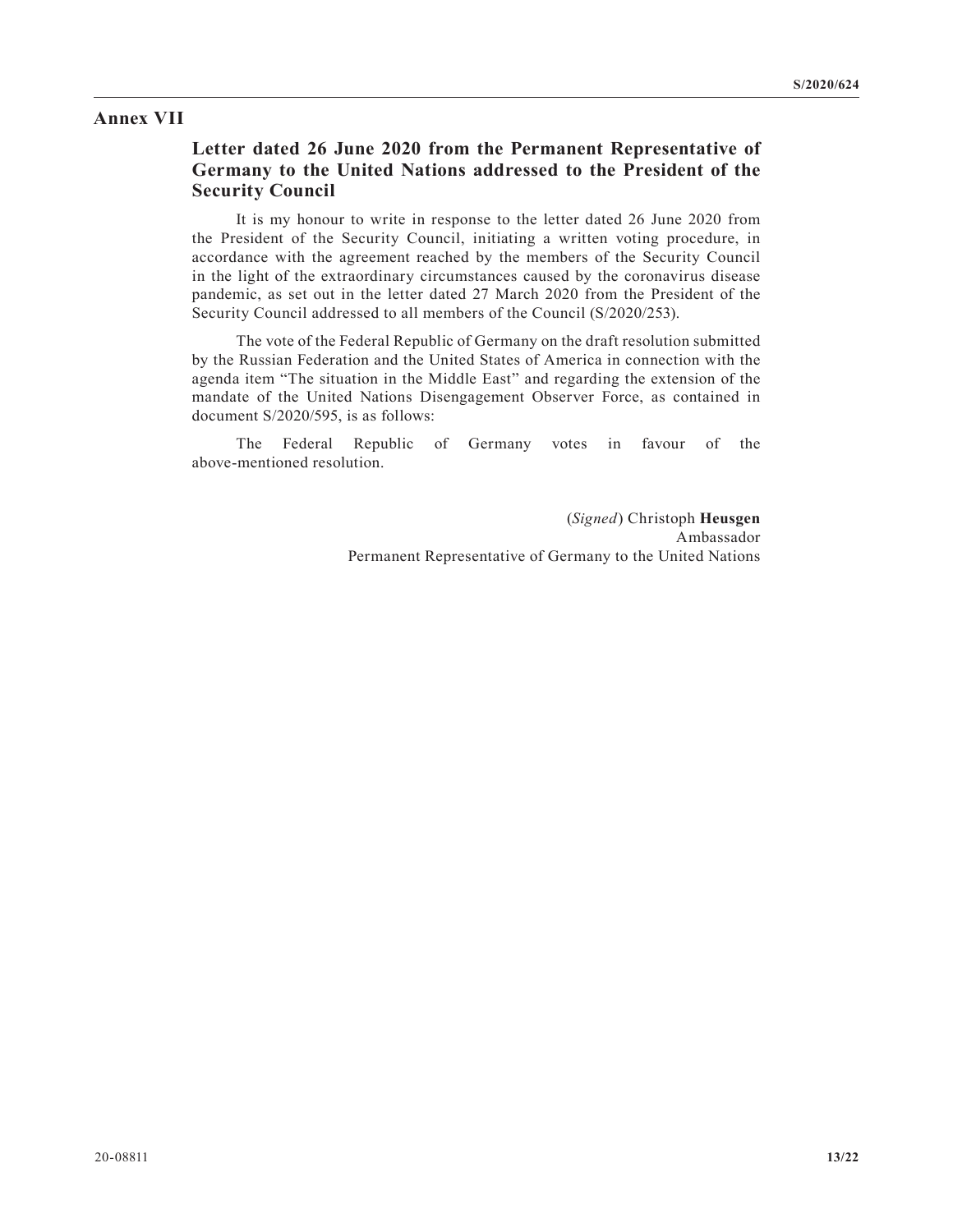## Annex VII

### Letter dated 26 June 2020 from the Permanent Representative of Germany to the United Nations addressed to the President of the Security Council

It is my honour to write in response to the letter dated 26 June 2020 from the President of the Security Council, initiating a written voting procedure, in accordance with the agreement reached by the members of the Security Council in the light of the extraordinary circumstances caused by the coronavirus disease pandemic, as set out in the letter dated 27 March 2020 from the President of the Security Council addressed to all members of the Council (S/2020/253).

The vote of the Federal Republic of Germany on the draft resolution submitted by the Russian Federation and the United States of America in connection with the agenda item "The situation in the Middle East" and regarding the extension of the mandate of the United Nations Disengagement Observer Force, as contained in document S/2020/595, is as follows:

The Federal Republic of Germany votes in favour of the above-mentioned resolution.

(*Signed*) Christoph **Heusgen**
Ambassador
Permanent Representative of Germany to the United Nations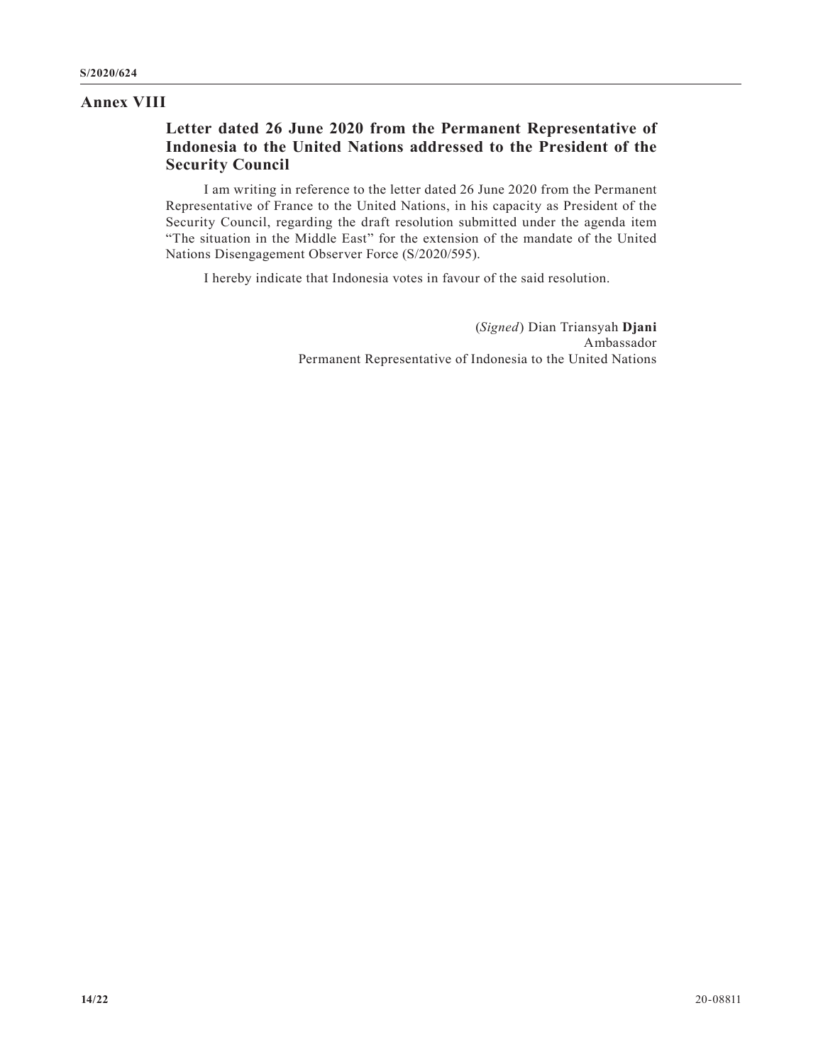## Annex VIII

### Letter dated 26 June 2020 from the Permanent Representative of Indonesia to the United Nations addressed to the President of the Security Council

I am writing in reference to the letter dated 26 June 2020 from the Permanent Representative of France to the United Nations, in his capacity as President of the Security Council, regarding the draft resolution submitted under the agenda item "The situation in the Middle East" for the extension of the mandate of the United Nations Disengagement Observer Force (S/2020/595).

I hereby indicate that Indonesia votes in favour of the said resolution.

(*Signed*) Dian Triansyah **Djani**
Ambassador
Permanent Representative of Indonesia to the United Nations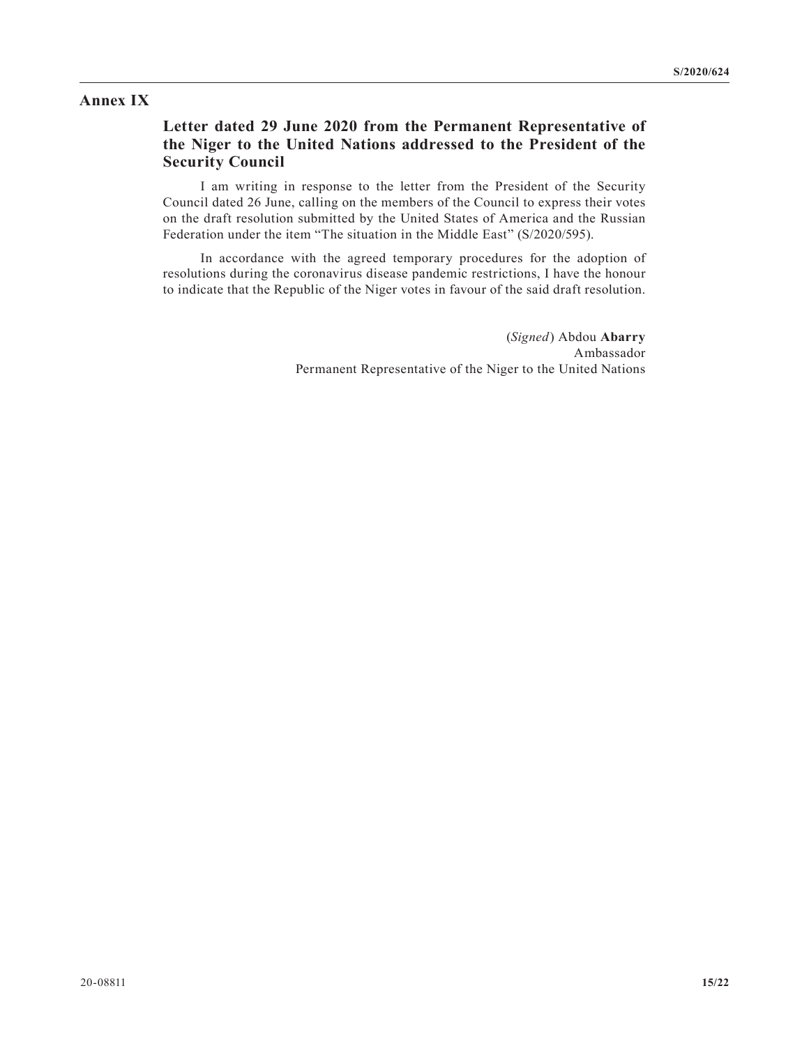## Annex IX

### Letter dated 29 June 2020 from the Permanent Representative of the Niger to the United Nations addressed to the President of the Security Council

I am writing in response to the letter from the President of the Security Council dated 26 June, calling on the members of the Council to express their votes on the draft resolution submitted by the United States of America and the Russian Federation under the item "The situation in the Middle East" (S/2020/595).

In accordance with the agreed temporary procedures for the adoption of resolutions during the coronavirus disease pandemic restrictions, I have the honour to indicate that the Republic of the Niger votes in favour of the said draft resolution.

(*Signed*) Abdou **Abarry**
Ambassador
Permanent Representative of the Niger to the United Nations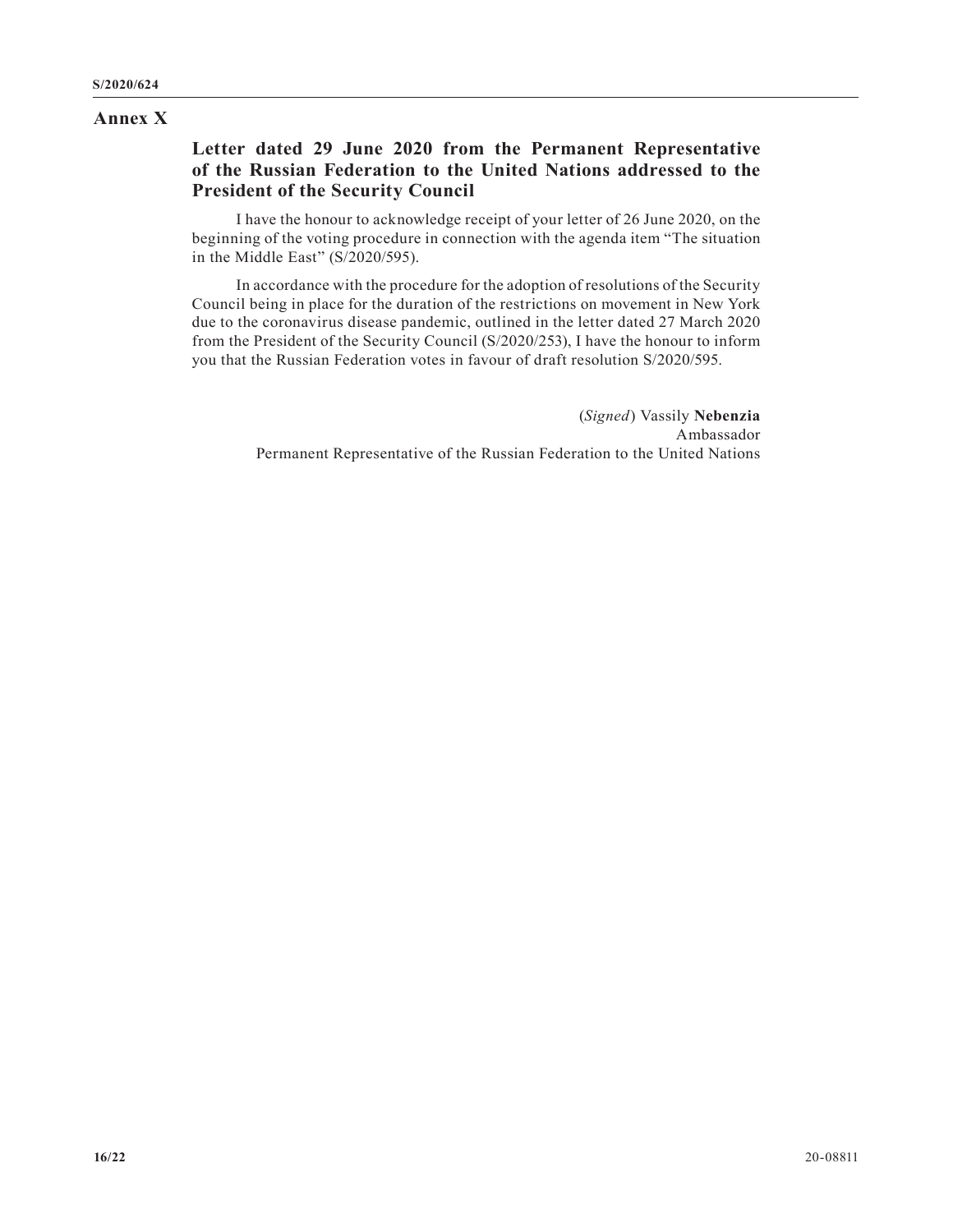## Annex X

### Letter dated 29 June 2020 from the Permanent Representative of the Russian Federation to the United Nations addressed to the President of the Security Council

I have the honour to acknowledge receipt of your letter of 26 June 2020, on the beginning of the voting procedure in connection with the agenda item “The situation in the Middle East” (S/2020/595).

In accordance with the procedure for the adoption of resolutions of the Security Council being in place for the duration of the restrictions on movement in New York due to the coronavirus disease pandemic, outlined in the letter dated 27 March 2020 from the President of the Security Council (S/2020/253), I have the honour to inform you that the Russian Federation votes in favour of draft resolution S/2020/595.

(*Signed*) Vassily **Nebenzia**
Ambassador
Permanent Representative of the Russian Federation to the United Nations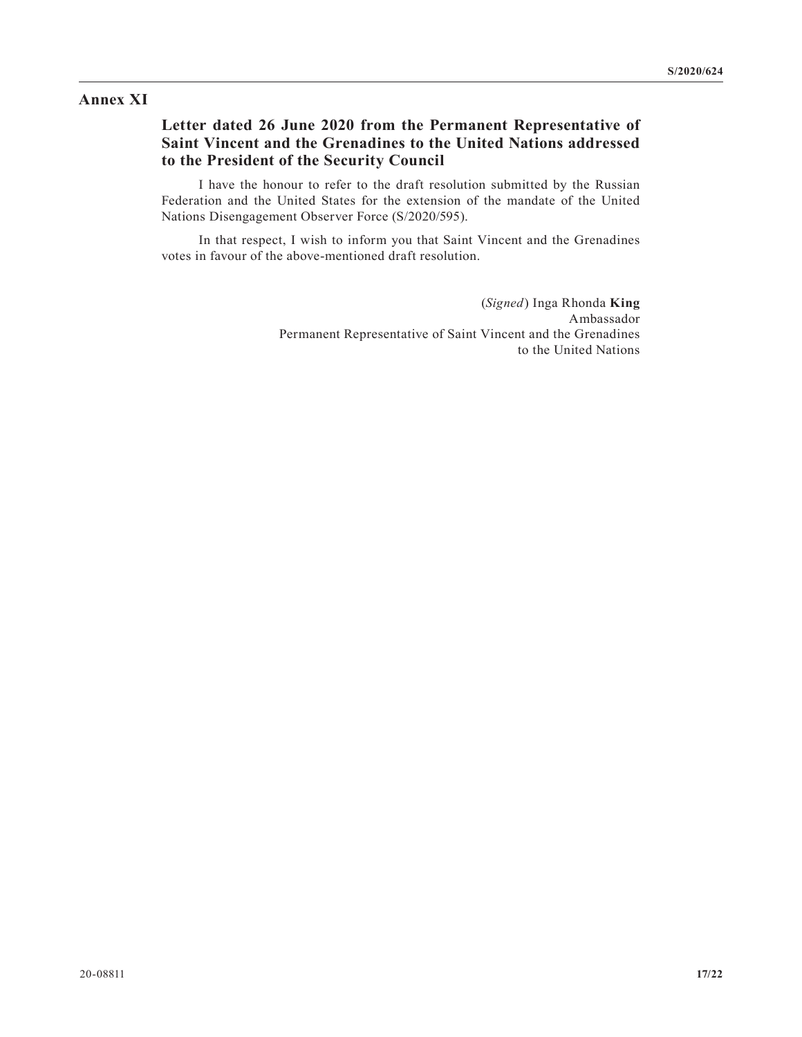## Annex XI

### Letter dated 26 June 2020 from the Permanent Representative of Saint Vincent and the Grenadines to the United Nations addressed to the President of the Security Council

I have the honour to refer to the draft resolution submitted by the Russian Federation and the United States for the extension of the mandate of the United Nations Disengagement Observer Force (S/2020/595).

In that respect, I wish to inform you that Saint Vincent and the Grenadines votes in favour of the above-mentioned draft resolution.

(*Signed*) Inga Rhonda **King**
Ambassador
Permanent Representative of Saint Vincent and the Grenadines
to the United Nations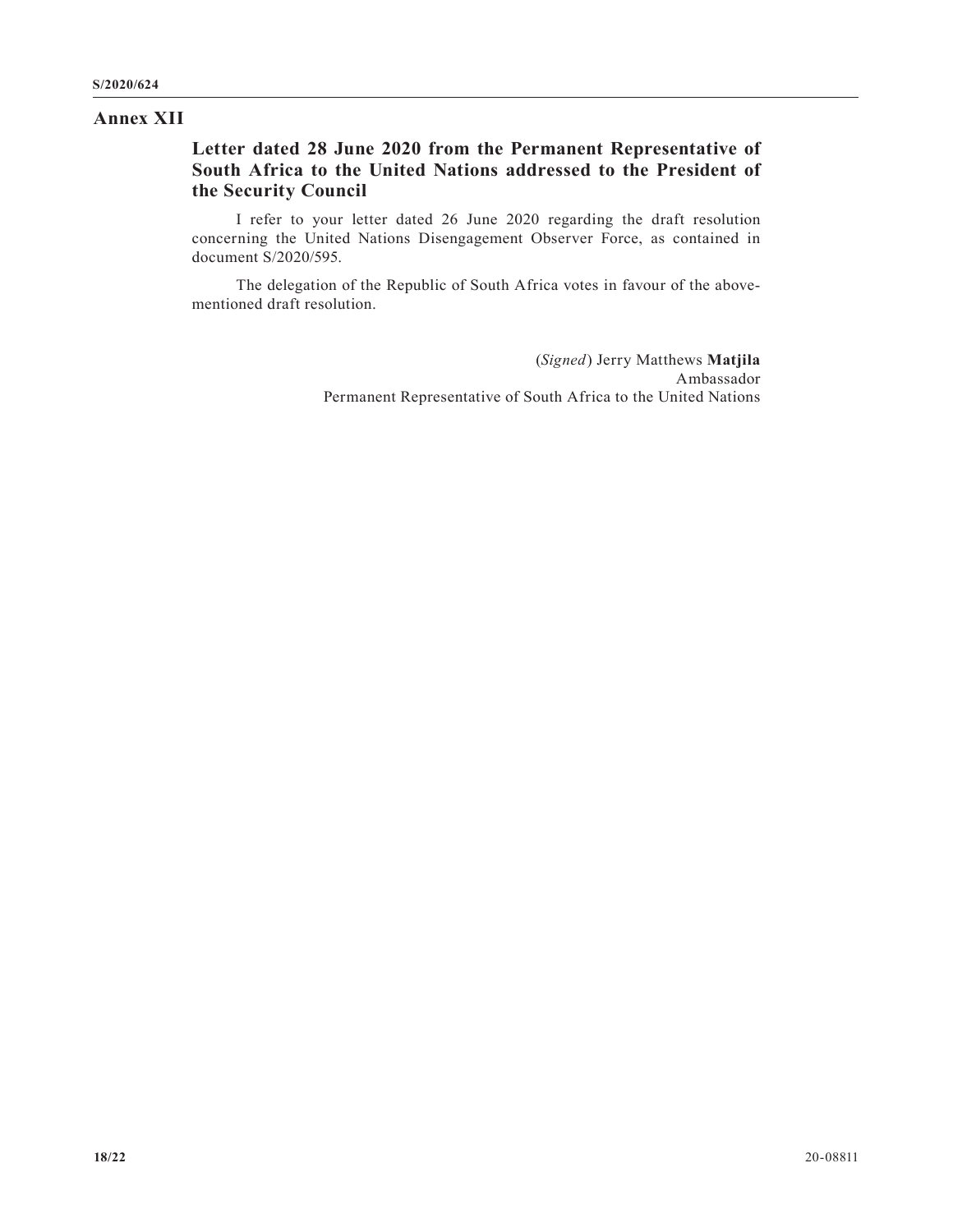## Annex XII

### Letter dated 28 June 2020 from the Permanent Representative of South Africa to the United Nations addressed to the President of the Security Council

I refer to your letter dated 26 June 2020 regarding the draft resolution concerning the United Nations Disengagement Observer Force, as contained in document S/2020/595.

The delegation of the Republic of South Africa votes in favour of the above-mentioned draft resolution.

(*Signed*) Jerry Matthews **Matjila**
Ambassador
Permanent Representative of South Africa to the United Nations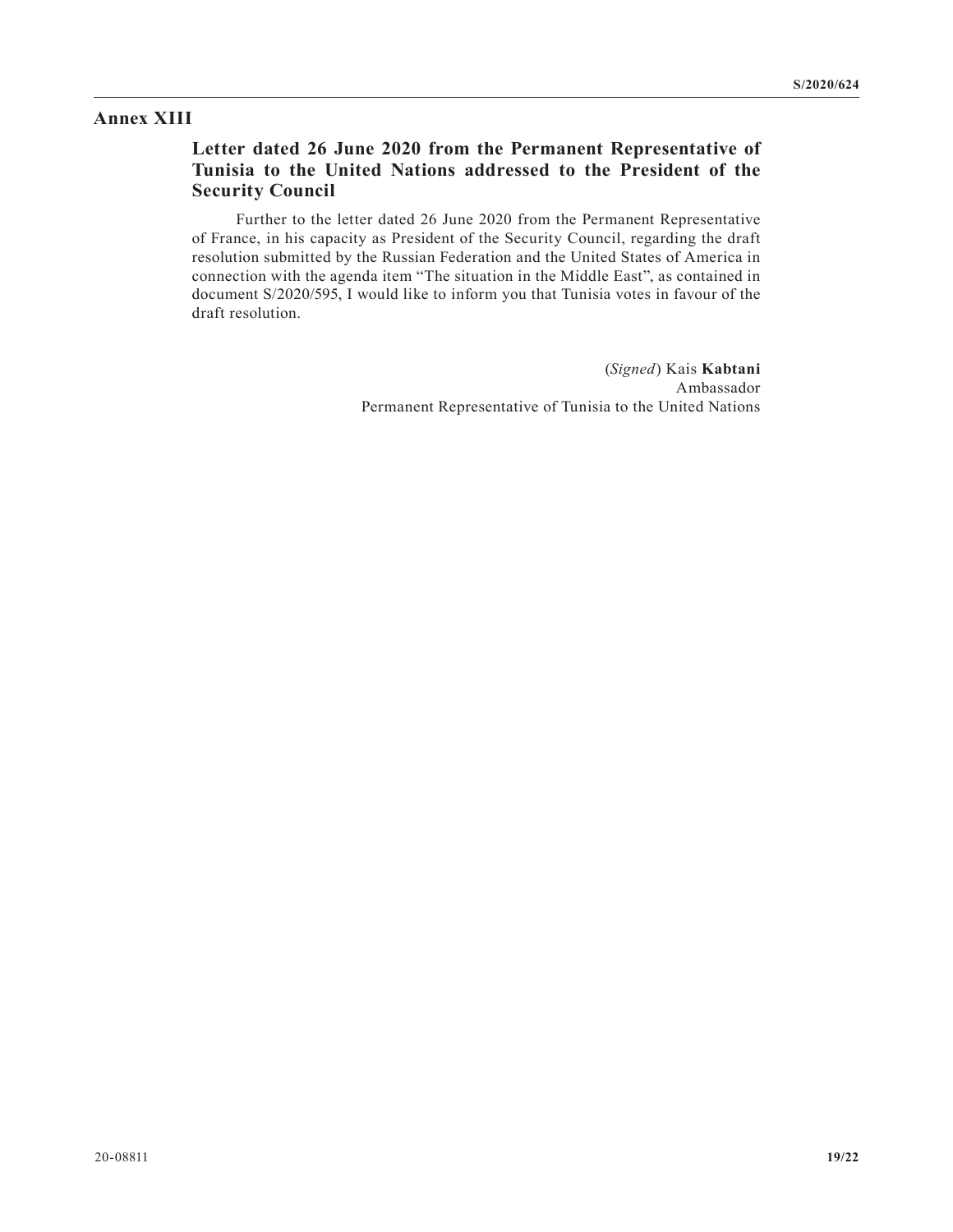## Annex XIII

### Letter dated 26 June 2020 from the Permanent Representative of Tunisia to the United Nations addressed to the President of the Security Council

Further to the letter dated 26 June 2020 from the Permanent Representative of France, in his capacity as President of the Security Council, regarding the draft resolution submitted by the Russian Federation and the United States of America in connection with the agenda item “The situation in the Middle East”, as contained in document S/2020/595, I would like to inform you that Tunisia votes in favour of the draft resolution.

(*Signed*) Kais **Kabtani**
Ambassador
Permanent Representative of Tunisia to the United Nations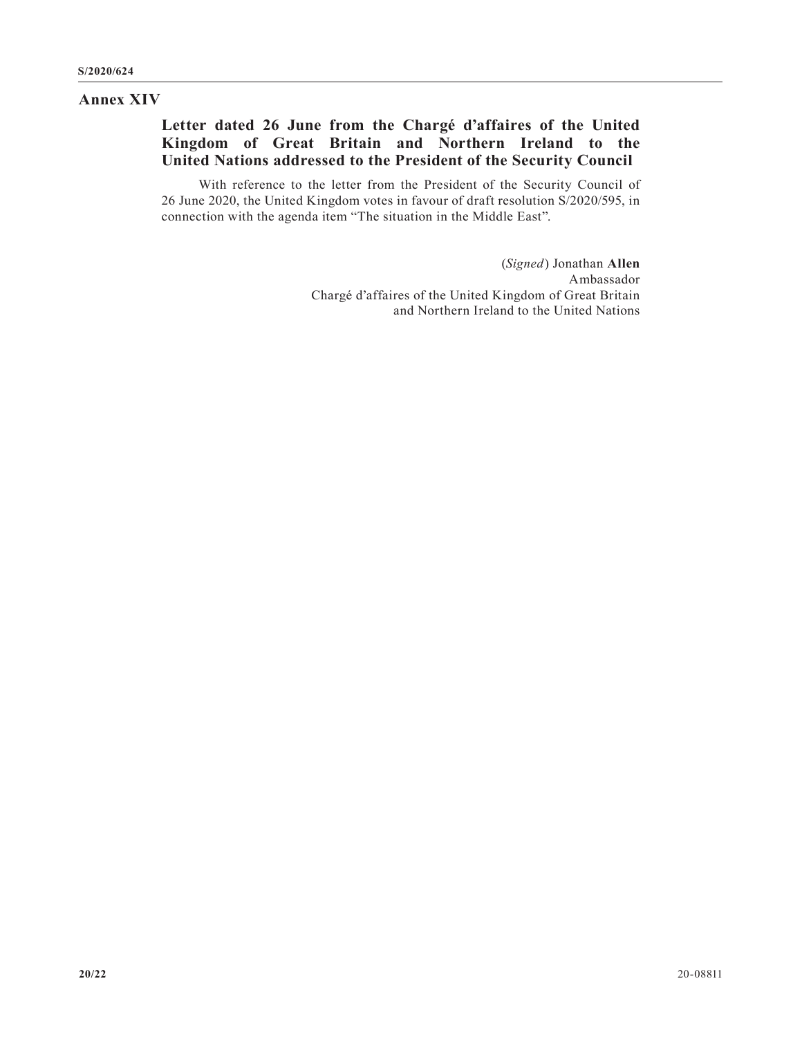## Annex XIV

### Letter dated 26 June from the Chargé d'affaires of the United Kingdom of Great Britain and Northern Ireland to the United Nations addressed to the President of the Security Council

With reference to the letter from the President of the Security Council of 26 June 2020, the United Kingdom votes in favour of draft resolution S/2020/595, in connection with the agenda item "The situation in the Middle East".

(*Signed*) Jonathan **Allen**
Ambassador
Chargé d'affaires of the United Kingdom of Great Britain and Northern Ireland to the United Nations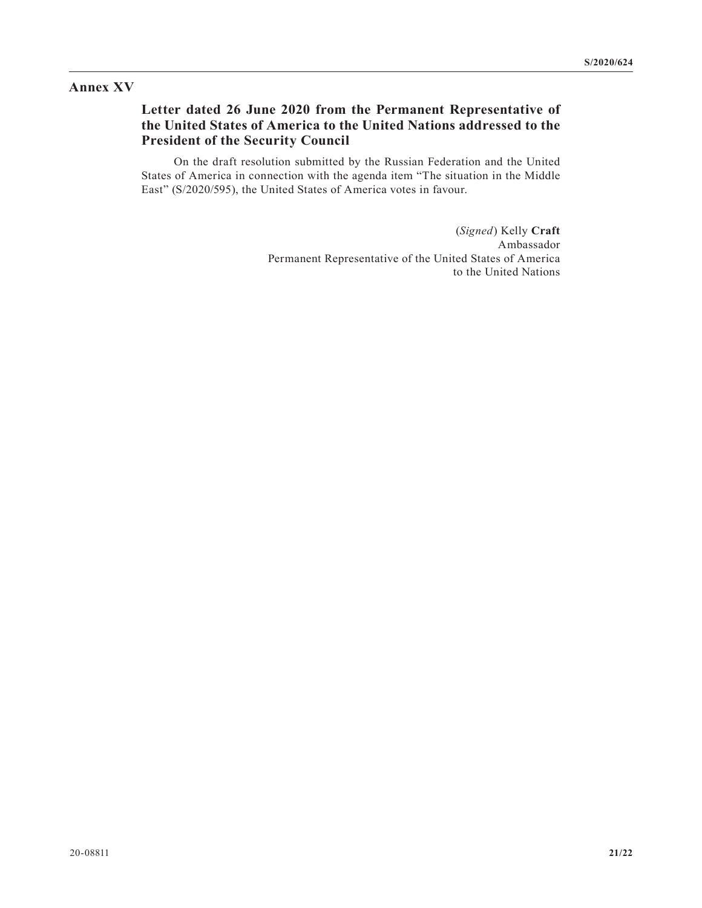## Annex XV

### Letter dated 26 June 2020 from the Permanent Representative of the United States of America to the United Nations addressed to the President of the Security Council

On the draft resolution submitted by the Russian Federation and the United States of America in connection with the agenda item "The situation in the Middle East" (S/2020/595), the United States of America votes in favour.

(*Signed*) Kelly **Craft**
Ambassador
Permanent Representative of the United States of America
to the United Nations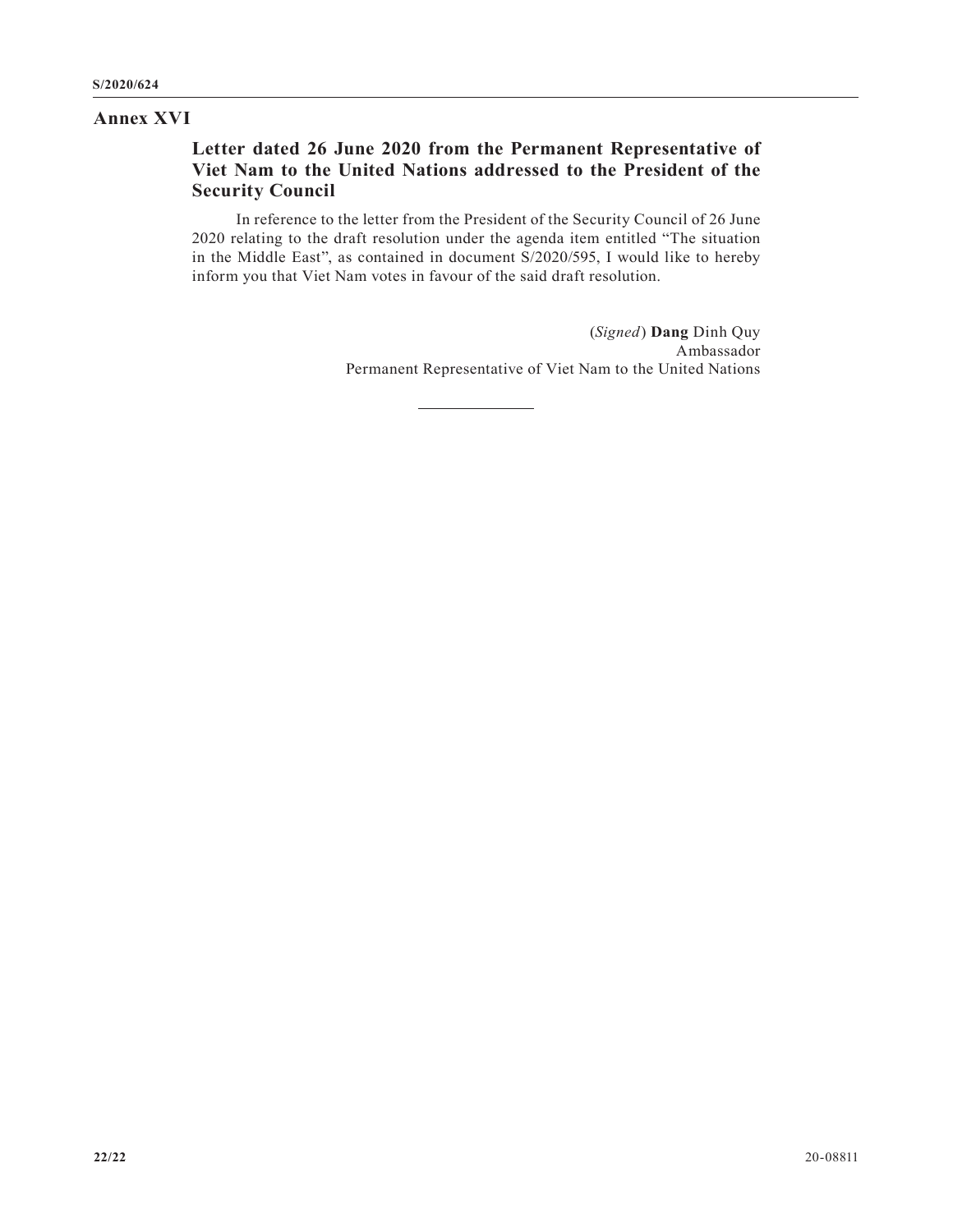## Annex XVI

### Letter dated 26 June 2020 from the Permanent Representative of Viet Nam to the United Nations addressed to the President of the Security Council

In reference to the letter from the President of the Security Council of 26 June 2020 relating to the draft resolution under the agenda item entitled "The situation in the Middle East", as contained in document S/2020/595, I would like to hereby inform you that Viet Nam votes in favour of the said draft resolution.

(*Signed*) **Dang** Dinh Quy
Ambassador
Permanent Representative of Viet Nam to the United Nations